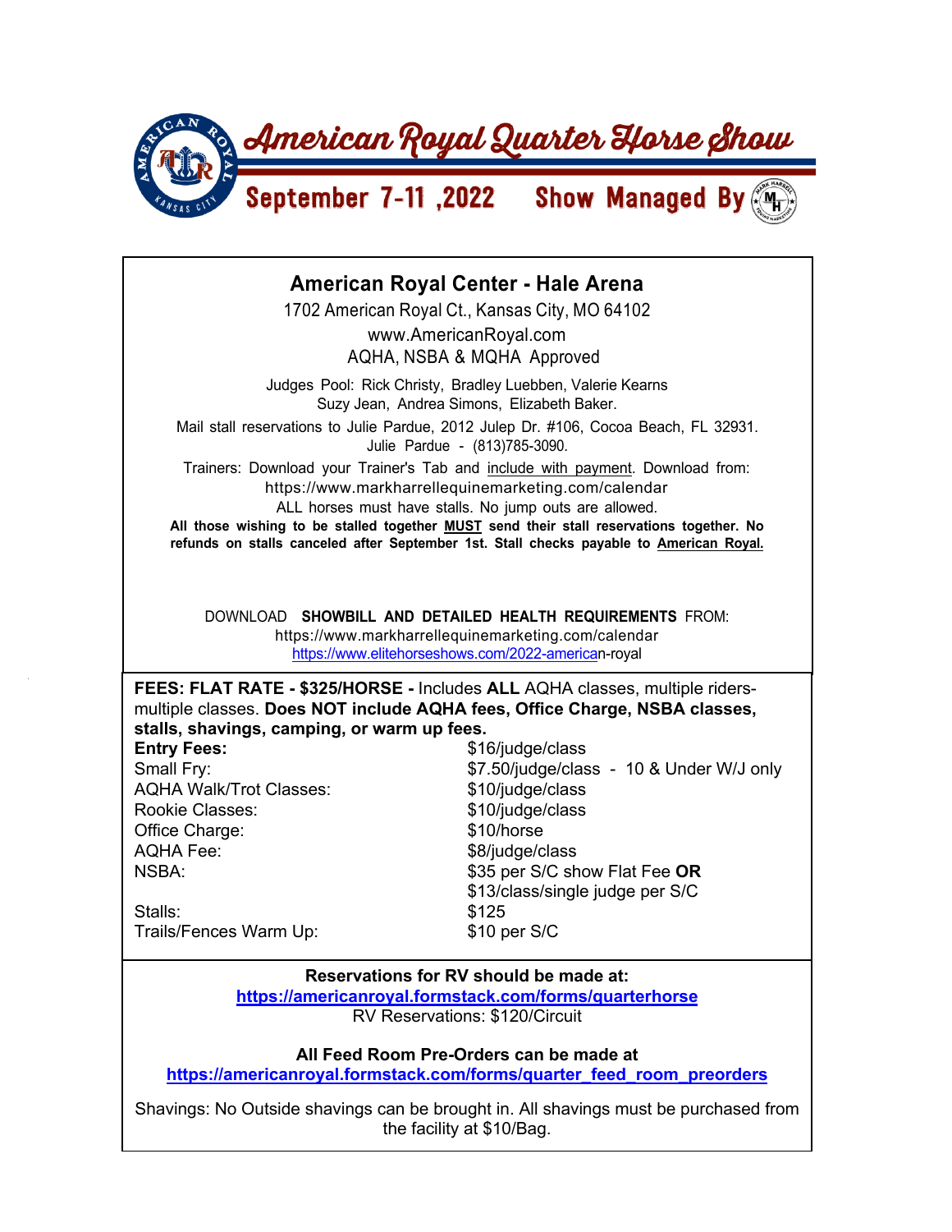# American Royal Quarter Horse Show

**September 7-11 ,2022 Show Managed By**

## American Royal Center - Hale Arena

1702 American Royal Ct., Kansas City, MO 64102

www.AmericanRoyal.com

AQHA, NSBA & MQHA Approved

Judges Pool: Rick Christy, Bradley Luebben, Valerie Kearns Suzy Jean, Andrea Simons, Elizabeth Baker.

Mail stall reservations to Julie Pardue, 2012 Julep Dr. #106, Cocoa Beach, FL 32931. Julie Pardue - (813)785-3090.

Trainers: Download your Trainer's Tab and include with payment. Download from: https://www.markharrellequinemarketing.com/calendar

ALL horses must have stalls. No jump outs are allowed.

**All those wishing to be stalled together MUST send their stall reservations together. No refunds on stalls canceled after September 1st. Stall checks payable to American Royal.**

DOWNLOAD **SHOWBILL AND DETAILED HEALTH REQUIREMENTS** FROM:
https://www.markharrellequinemarketing.com/calendar
https://www.elitehorseshows.com/2022-american-royal

**FEES: FLAT RATE - $325/HORSE -** Includes **ALL** AQHA classes, multiple riders-multiple classes. **Does NOT include AQHA fees, Office Charge, NSBA classes, stalls, shavings, camping, or warm up fees.**

| | |
|---|---|
| **Entry Fees:** | $16/judge/class |
| Small Fry: | $7.50/judge/class - 10 & Under W/J only |
| AQHA Walk/Trot Classes: | $10/judge/class |
| Rookie Classes: | $10/judge/class |
| Office Charge: | $10/horse |
| AQHA Fee: | $8/judge/class |
| NSBA: | $35 per S/C show Flat Fee **OR** $13/class/single judge per S/C |
| Stalls: | $125 |
| Trails/Fences Warm Up: | $10 per S/C |

**Reservations for RV should be made at:**
**https://americanroyal.formstack.com/forms/quarterhorse**
RV Reservations: $120/Circuit

**All Feed Room Pre-Orders can be made at**
**https://americanroyal.formstack.com/forms/quarter_feed_room_preorders**

Shavings: No Outside shavings can be brought in. All shavings must be purchased from the facility at $10/Bag.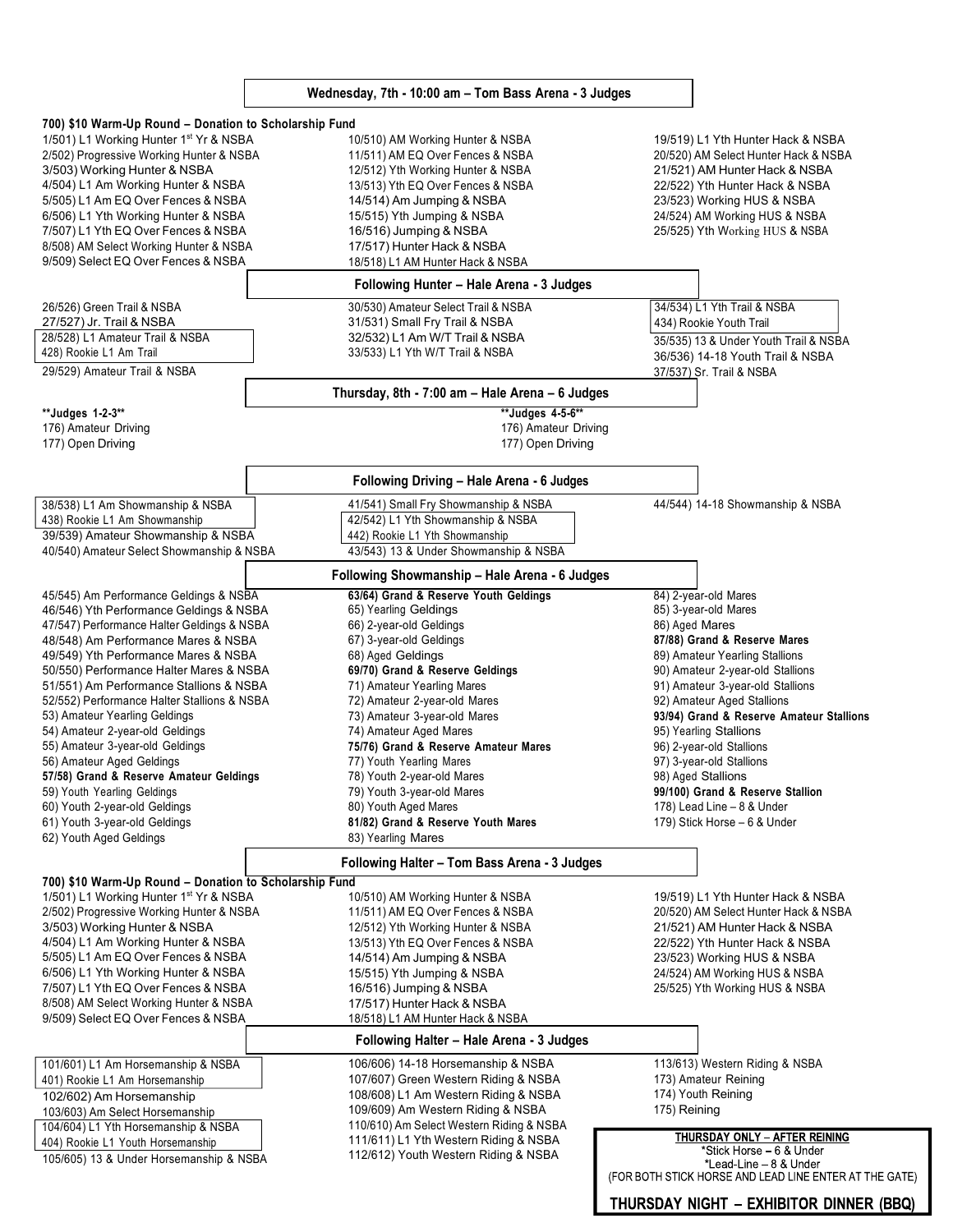## Wednesday, 7th - 10:00 am – Tom Bass Arena - 3 Judges

**700) $10 Warm-Up Round – Donation to Scholarship Fund**

1/501) L1 Working Hunter 1st Yr & NSBA
2/502) Progressive Working Hunter & NSBA
3/503) Working Hunter & NSBA
4/504) L1 Am Working Hunter & NSBA
5/505) L1 Am EQ Over Fences & NSBA
6/506) L1 Yth Working Hunter & NSBA
7/507) L1 Yth EQ Over Fences & NSBA
8/508) AM Select Working Hunter & NSBA
9/509) Select EQ Over Fences & NSBA
10/510) AM Working Hunter & NSBA
11/511) AM EQ Over Fences & NSBA
12/512) Yth Working Hunter & NSBA
13/513) Yth EQ Over Fences & NSBA
14/514) Am Jumping & NSBA
15/515) Yth Jumping & NSBA
16/516) Jumping & NSBA
17/517) Hunter Hack & NSBA
18/518) L1 AM Hunter Hack & NSBA
19/519) L1 Yth Hunter Hack & NSBA
20/520) AM Select Hunter Hack & NSBA
21/521) AM Hunter Hack & NSBA
22/522) Yth Hunter Hack & NSBA
23/523) Working HUS & NSBA
24/524) AM Working HUS & NSBA
25/525) Yth Working HUS & NSBA

## Following Hunter – Hale Arena - 3 Judges

26/526) Green Trail & NSBA
27/527) Jr. Trail & NSBA
28/528) L1 Amateur Trail & NSBA
428) Rookie L1 Am Trail
29/529) Amateur Trail & NSBA
30/530) Amateur Select Trail & NSBA
31/531) Small Fry Trail & NSBA
32/532) L1 Am W/T Trail & NSBA
33/533) L1 Yth W/T Trail & NSBA
34/534) L1 Yth Trail & NSBA
434) Rookie Youth Trail
35/535) 13 & Under Youth Trail & NSBA
36/536) 14-18 Youth Trail & NSBA
37/537) Sr. Trail & NSBA

## Thursday, 8th - 7:00 am – Hale Arena – 6 Judges

**Judges 1-2-3**
176) Amateur Driving
177) Open Driving

**Judges 4-5-6**
176) Amateur Driving
177) Open Driving

## Following Driving – Hale Arena - 6 Judges

38/538) L1 Am Showmanship & NSBA
438) Rookie L1 Am Showmanship
39/539) Amateur Showmanship & NSBA
40/540) Amateur Select Showmanship & NSBA
41/541) Small Fry Showmanship & NSBA
42/542) L1 Yth Showmanship & NSBA
442) Rookie L1 Yth Showmanship
43/543) 13 & Under Showmanship & NSBA
44/544) 14-18 Showmanship & NSBA

## Following Showmanship – Hale Arena - 6 Judges

45/545) Am Performance Geldings & NSBA
46/546) Yth Performance Geldings & NSBA
47/547) Performance Halter Geldings & NSBA
48/548) Am Performance Mares & NSBA
49/549) Yth Performance Mares & NSBA
50/550) Performance Halter Mares & NSBA
51/551) Am Performance Stallions & NSBA
52/552) Performance Halter Stallions & NSBA
53) Amateur Yearling Geldings
54) Amateur 2-year-old Geldings
55) Amateur 3-year-old Geldings
56) Amateur Aged Geldings
**57/58) Grand & Reserve Amateur Geldings**
59) Youth Yearling Geldings
60) Youth 2-year-old Geldings
61) Youth 3-year-old Geldings
62) Youth Aged Geldings
**63/64) Grand & Reserve Youth Geldings**
65) Yearling Geldings
66) 2-year-old Geldings
67) 3-year-old Geldings
68) Aged Geldings
**69/70) Grand & Reserve Geldings**
71) Amateur Yearling Mares
72) Amateur 2-year-old Mares
73) Amateur 3-year-old Mares
74) Amateur Aged Mares
**75/76) Grand & Reserve Amateur Mares**
77) Youth Yearling Mares
78) Youth 2-year-old Mares
79) Youth 3-year-old Mares
80) Youth Aged Mares
**81/82) Grand & Reserve Youth Mares**
83) Yearling Mares
84) 2-year-old Mares
85) 3-year-old Mares
86) Aged Mares
**87/88) Grand & Reserve Mares**
89) Amateur Yearling Stallions
90) Amateur 2-year-old Stallions
91) Amateur 3-year-old Stallions
92) Amateur Aged Stallions
**93/94) Grand & Reserve Amateur Stallions**
95) Yearling Stallions
96) 2-year-old Stallions
97) 3-year-old Stallions
98) Aged Stallions
**99/100) Grand & Reserve Stallion**
178) Lead Line – 8 & Under
179) Stick Horse – 6 & Under

## Following Halter – Tom Bass Arena - 3 Judges

**700) $10 Warm-Up Round – Donation to Scholarship Fund**

1/501) L1 Working Hunter 1st Yr & NSBA
2/502) Progressive Working Hunter & NSBA
3/503) Working Hunter & NSBA
4/504) L1 Am Working Hunter & NSBA
5/505) L1 Am EQ Over Fences & NSBA
6/506) L1 Yth Working Hunter & NSBA
7/507) L1 Yth EQ Over Fences & NSBA
8/508) AM Select Working Hunter & NSBA
9/509) Select EQ Over Fences & NSBA
10/510) AM Working Hunter & NSBA
11/511) AM EQ Over Fences & NSBA
12/512) Yth Working Hunter & NSBA
13/513) Yth EQ Over Fences & NSBA
14/514) Am Jumping & NSBA
15/515) Yth Jumping & NSBA
16/516) Jumping & NSBA
17/517) Hunter Hack & NSBA
18/518) L1 AM Hunter Hack & NSBA
19/519) L1 Yth Hunter Hack & NSBA
20/520) AM Select Hunter Hack & NSBA
21/521) AM Hunter Hack & NSBA
22/522) Yth Hunter Hack & NSBA
23/523) Working HUS & NSBA
24/524) AM Working HUS & NSBA
25/525) Yth Working HUS & NSBA

## Following Halter – Hale Arena - 3 Judges

101/601) L1 Am Horsemanship & NSBA
401) Rookie L1 Am Horsemanship
102/602) Am Horsemanship
103/603) Am Select Horsemanship
104/604) L1 Yth Horsemanship & NSBA
404) Rookie L1 Youth Horsemanship
105/605) 13 & Under Horsemanship & NSBA
106/606) 14-18 Horsemanship & NSBA
107/607) Green Western Riding & NSBA
108/608) L1 Am Western Riding & NSBA
109/609) Am Western Riding & NSBA
110/610) Am Select Western Riding & NSBA
111/611) L1 Yth Western Riding & NSBA
112/612) Youth Western Riding & NSBA
113/613) Western Riding & NSBA
173) Amateur Reining
174) Youth Reining
175) Reining

**THURSDAY ONLY – AFTER REINING**
*Stick Horse – 6 & Under
*Lead-Line – 8 & Under
(FOR BOTH STICK HORSE AND LEAD LINE ENTER AT THE GATE)

**THURSDAY NIGHT – EXHIBITOR DINNER (BBQ)**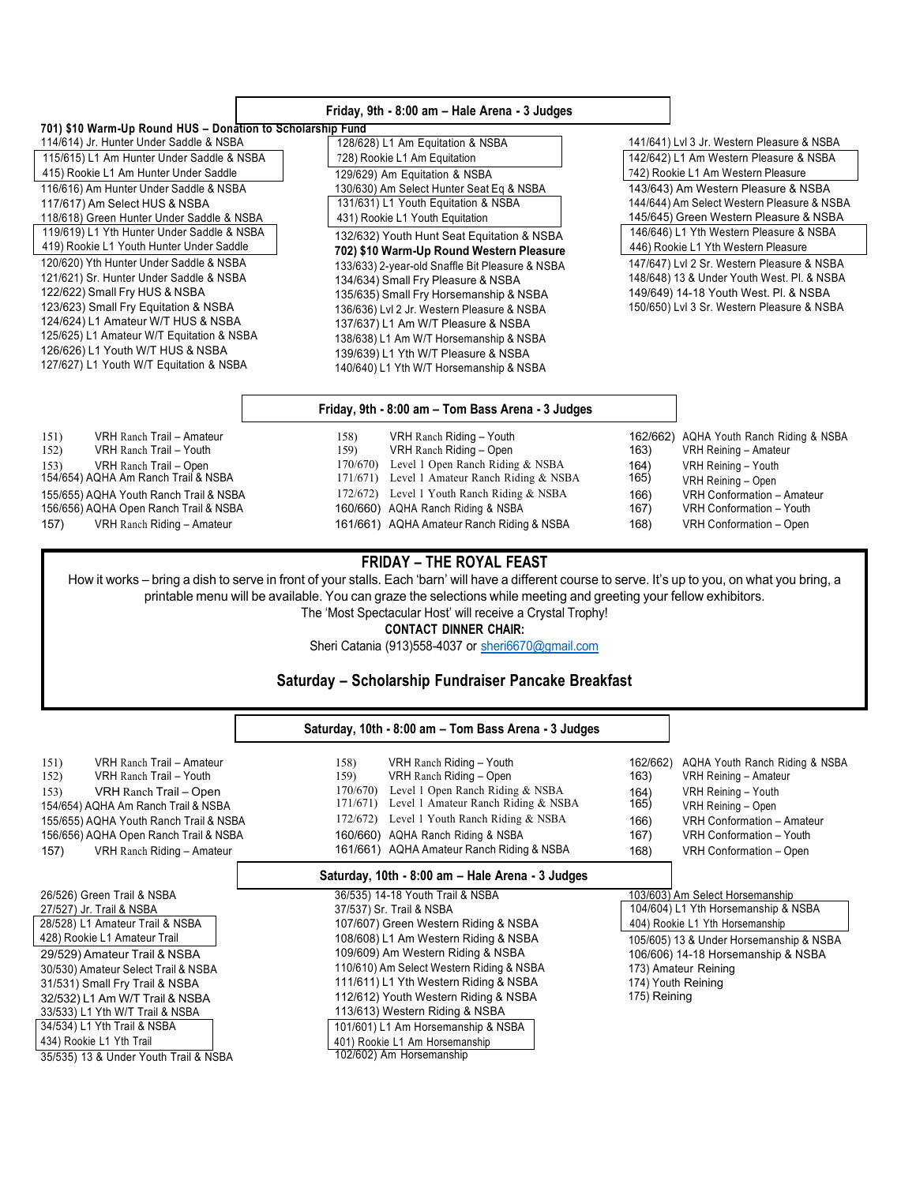## Friday, 9th - 8:00 am – Hale Arena - 3 Judges

**701) $10 Warm-Up Round HUS – Donation to Scholarship Fund**

114/614) Jr. Hunter Under Saddle & NSBA
115/615) L1 Am Hunter Under Saddle & NSBA
415) Rookie L1 Am Hunter Under Saddle
116/616) Am Hunter Under Saddle & NSBA
117/617) Am Select HUS & NSBA
118/618) Green Hunter Under Saddle & NSBA
119/619) L1 Yth Hunter Under Saddle & NSBA
419) Rookie L1 Youth Hunter Under Saddle
120/620) Yth Hunter Under Saddle & NSBA
121/621) Sr. Hunter Under Saddle & NSBA
122/622) Small Fry HUS & NSBA
123/623) Small Fry Equitation & NSBA
124/624) L1 Amateur W/T HUS & NSBA
125/625) L1 Amateur W/T Equitation & NSBA
126/626) L1 Youth W/T HUS & NSBA
127/627) L1 Youth W/T Equitation & NSBA

128/628) L1 Am Equitation & NSBA
728) Rookie L1 Am Equitation
129/629) Am Equitation & NSBA
130/630) Am Select Hunter Seat Eq & NSBA
131/631) L1 Youth Equitation & NSBA
431) Rookie L1 Youth Equitation
132/632) Youth Hunt Seat Equitation & NSBA
**702) $10 Warm-Up Round Western Pleasure**
133/633) 2-year-old Snaffle Bit Pleasure & NSBA
134/634) Small Fry Pleasure & NSBA
135/635) Small Fry Horsemanship & NSBA
136/636) Lvl 2 Jr. Western Pleasure & NSBA
137/637) L1 Am W/T Pleasure & NSBA
138/638) L1 Am W/T Horsemanship & NSBA
139/639) L1 Yth W/T Pleasure & NSBA
140/640) L1 Yth W/T Horsemanship & NSBA

141/641) Lvl 3 Jr. Western Pleasure & NSBA
142/642) L1 Am Western Pleasure & NSBA
742) Rookie L1 Am Western Pleasure
143/643) Am Western Pleasure & NSBA
144/644) Am Select Western Pleasure & NSBA
145/645) Green Western Pleasure & NSBA
146/646) L1 Yth Western Pleasure & NSBA
446) Rookie L1 Yth Western Pleasure
147/647) Lvl 2 Sr. Western Pleasure & NSBA
148/648) 13 & Under Youth West. Pl. & NSBA
149/649) 14-18 Youth West. Pl. & NSBA
150/650) Lvl 3 Sr. Western Pleasure & NSBA

## Friday, 9th - 8:00 am – Tom Bass Arena - 3 Judges

151) VRH Ranch Trail – Amateur
152) VRH Ranch Trail – Youth
153) VRH Ranch Trail – Open
154/654) AQHA Am Ranch Trail & NSBA
155/655) AQHA Youth Ranch Trail & NSBA
156/656) AQHA Open Ranch Trail & NSBA
157) VRH Ranch Riding – Amateur

158) VRH Ranch Riding – Youth
159) VRH Ranch Riding – Open
170/670) Level 1 Open Ranch Riding & NSBA
171/671) Level 1 Amateur Ranch Riding & NSBA
172/672) Level 1 Youth Ranch Riding & NSBA
160/660) AQHA Ranch Riding & NSBA
161/661) AQHA Amateur Ranch Riding & NSBA

162/662) AQHA Youth Ranch Riding & NSBA
163) VRH Reining – Amateur
164) VRH Reining – Youth
165) VRH Reining – Open
166) VRH Conformation – Amateur
167) VRH Conformation – Youth
168) VRH Conformation – Open

## FRIDAY – THE ROYAL FEAST

How it works – bring a dish to serve in front of your stalls. Each 'barn' will have a different course to serve. It's up to you, on what you bring, a printable menu will be available. You can graze the selections while meeting and greeting your fellow exhibitors.

The 'Most Spectacular Host' will receive a Crystal Trophy!

**CONTACT DINNER CHAIR:**

Sheri Catania (913)558-4037 or sheri6670@gmail.com

### Saturday – Scholarship Fundraiser Pancake Breakfast

## Saturday, 10th - 8:00 am – Tom Bass Arena - 3 Judges

151) VRH Ranch Trail – Amateur
152) VRH Ranch Trail – Youth
153) VRH Ranch Trail – Open
154/654) AQHA Am Ranch Trail & NSBA
155/655) AQHA Youth Ranch Trail & NSBA
156/656) AQHA Open Ranch Trail & NSBA
157) VRH Ranch Riding – Amateur

158) VRH Ranch Riding – Youth
159) VRH Ranch Riding – Open
170/670) Level 1 Open Ranch Riding & NSBA
171/671) Level 1 Amateur Ranch Riding & NSBA
172/672) Level 1 Youth Ranch Riding & NSBA
160/660) AQHA Ranch Riding & NSBA
161/661) AQHA Amateur Ranch Riding & NSBA

162/662) AQHA Youth Ranch Riding & NSBA
163) VRH Reining – Amateur
164) VRH Reining – Youth
165) VRH Reining – Open
166) VRH Conformation – Amateur
167) VRH Conformation – Youth
168) VRH Conformation – Open

## Saturday, 10th - 8:00 am – Hale Arena - 3 Judges

26/526) Green Trail & NSBA
27/527) Jr. Trail & NSBA
28/528) L1 Amateur Trail & NSBA
428) Rookie L1 Amateur Trail
29/529) Amateur Trail & NSBA
30/530) Amateur Select Trail & NSBA
31/531) Small Fry Trail & NSBA
32/532) L1 Am W/T Trail & NSBA
33/533) L1 Yth W/T Trail & NSBA
34/534) L1 Yth Trail & NSBA
434) Rookie L1 Yth Trail
35/535) 13 & Under Youth Trail & NSBA

36/535) 14-18 Youth Trail & NSBA
37/537) Sr. Trail & NSBA
107/607) Green Western Riding & NSBA
108/608) L1 Am Western Riding & NSBA
109/609) Am Western Riding & NSBA
110/610) Am Select Western Riding & NSBA
111/611) L1 Yth Western Riding & NSBA
112/612) Youth Western Riding & NSBA
113/613) Western Riding & NSBA
101/601) L1 Am Horsemanship & NSBA
401) Rookie L1 Am Horsemanship
102/602) Am Horsemanship

103/603) Am Select Horsemanship
104/604) L1 Yth Horsemanship & NSBA
404) Rookie L1 Yth Horsemanship
105/605) 13 & Under Horsemanship & NSBA
106/606) 14-18 Horsemanship & NSBA
173) Amateur Reining
174) Youth Reining
175) Reining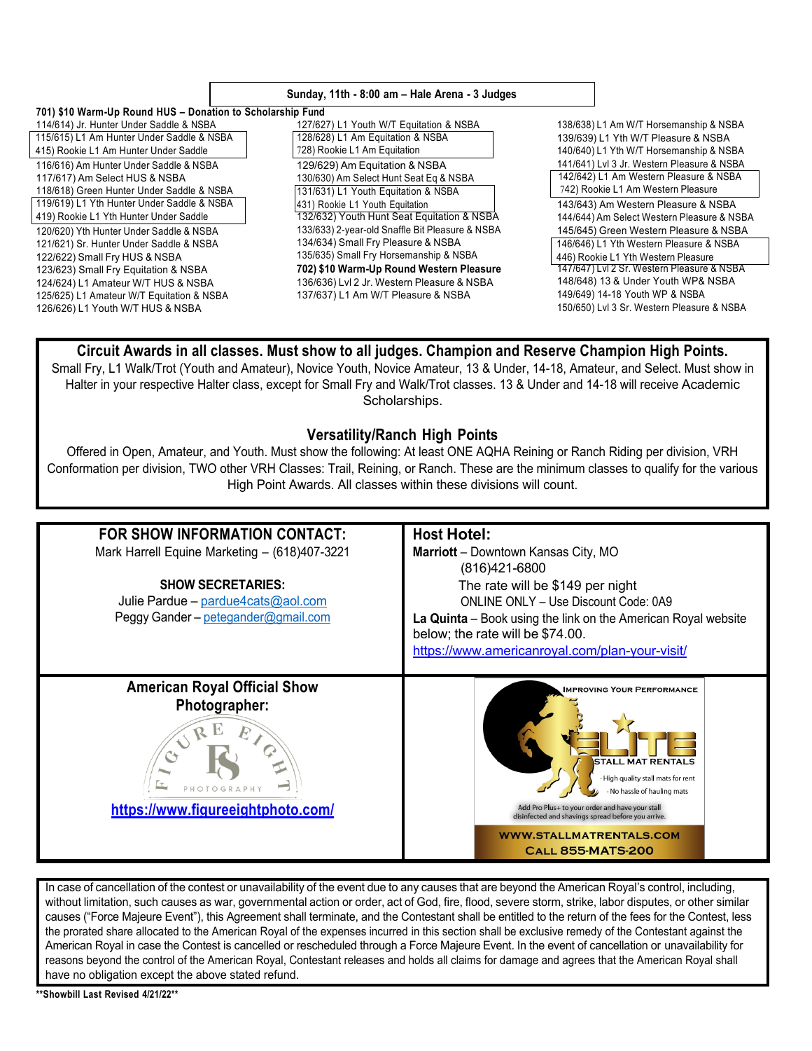**Sunday, 11th - 8:00 am – Hale Arena - 3 Judges**

**701) $10 Warm-Up Round HUS – Donation to Scholarship Fund**

114/614) Jr. Hunter Under Saddle & NSBA
115/615) L1 Am Hunter Under Saddle & NSBA
415) Rookie L1 Am Hunter Under Saddle
116/616) Am Hunter Under Saddle & NSBA
117/617) Am Select HUS & NSBA
118/618) Green Hunter Under Saddle & NSBA
119/619) L1 Yth Hunter Under Saddle & NSBA
419) Rookie L1 Yth Hunter Under Saddle
120/620) Yth Hunter Under Saddle & NSBA
121/621) Sr. Hunter Under Saddle & NSBA
122/622) Small Fry HUS & NSBA
123/623) Small Fry Equitation & NSBA
124/624) L1 Amateur W/T HUS & NSBA
125/625) L1 Amateur W/T Equitation & NSBA
126/626) L1 Youth W/T HUS & NSBA

127/627) L1 Youth W/T Equitation & NSBA
128/628) L1 Am Equitation & NSBA
728) Rookie L1 Am Equitation
129/629) Am Equitation & NSBA
130/630) Am Select Hunt Seat Eq & NSBA
131/631) L1 Youth Equitation & NSBA
431) Rookie L1 Youth Equitation
132/632) Youth Hunt Seat Equitation & NSBA
133/633) 2-year-old Snaffle Bit Pleasure & NSBA
134/634) Small Fry Pleasure & NSBA
135/635) Small Fry Horsemanship & NSBA
**702) $10 Warm-Up Round Western Pleasure**
136/636) Lvl 2 Jr. Western Pleasure & NSBA
137/637) L1 Am W/T Pleasure & NSBA

138/638) L1 Am W/T Horsemanship & NSBA
139/639) L1 Yth W/T Pleasure & NSBA
140/640) L1 Yth W/T Horsemanship & NSBA
141/641) Lvl 3 Jr. Western Pleasure & NSBA
142/642) L1 Am Western Pleasure & NSBA
742) Rookie L1 Am Western Pleasure
143/643) Am Western Pleasure & NSBA
144/644) Am Select Western Pleasure & NSBA
145/645) Green Western Pleasure & NSBA
146/646) L1 Yth Western Pleasure & NSBA
446) Rookie L1 Yth Western Pleasure
147/647) Lvl 2 Sr. Western Pleasure & NSBA
148/648) 13 & Under Youth WP& NSBA
149/649) 14-18 Youth WP & NSBA
150/650) Lvl 3 Sr. Western Pleasure & NSBA

**Circuit Awards in all classes. Must show to all judges. Champion and Reserve Champion High Points.**

Small Fry, L1 Walk/Trot (Youth and Amateur), Novice Youth, Novice Amateur, 13 & Under, 14-18, Amateur, and Select. Must show in Halter in your respective Halter class, except for Small Fry and Walk/Trot classes. 13 & Under and 14-18 will receive Academic Scholarships.

**Versatility/Ranch High Points**

Offered in Open, Amateur, and Youth. Must show the following: At least ONE AQHA Reining or Ranch Riding per division, VRH Conformation per division, TWO other VRH Classes: Trail, Reining, or Ranch. These are the minimum classes to qualify for the various High Point Awards. All classes within these divisions will count.

**FOR SHOW INFORMATION CONTACT:**

Mark Harrell Equine Marketing – (618)407-3221

**SHOW SECRETARIES:**

Julie Pardue – pardue4cats@aol.com
Peggy Gander – petegander@gmail.com

**Host Hotel:**

**Marriott** – Downtown Kansas City, MO
(816)421-6800
The rate will be $149 per night
ONLINE ONLY – Use Discount Code: 0A9

**La Quinta** – Book using the link on the American Royal website below; the rate will be $74.00.
https://www.americanroyal.com/plan-your-visit/

**American Royal Official Show Photographer:**

FIGURE EIGHT FS PHOTOGRAPHY

**https://www.figureeightphoto.com/**

IMPROVING YOUR PERFORMANCE
ELITE
STALL MAT RENTALS
· High quality stall mats for rent
· No hassle of hauling mats
Add Pro Plus+ to your order and have your stall disinfected and shavings spread before you arrive.
WWW.STALLMATRENTALS.COM
CALL 855-MATS-200

In case of cancellation of the contest or unavailability of the event due to any causes that are beyond the American Royal's control, including, without limitation, such causes as war, governmental action or order, act of God, fire, flood, severe storm, strike, labor disputes, or other similar causes ("Force Majeure Event"), this Agreement shall terminate, and the Contestant shall be entitled to the return of the fees for the Contest, less the prorated share allocated to the American Royal of the expenses incurred in this section shall be exclusive remedy of the Contestant against the American Royal in case the Contest is cancelled or rescheduled through a Force Majeure Event. In the event of cancellation or unavailability for reasons beyond the control of the American Royal, Contestant releases and holds all claims for damage and agrees that the American Royal shall have no obligation except the above stated refund.

****Showbill Last Revised 4/21/22****